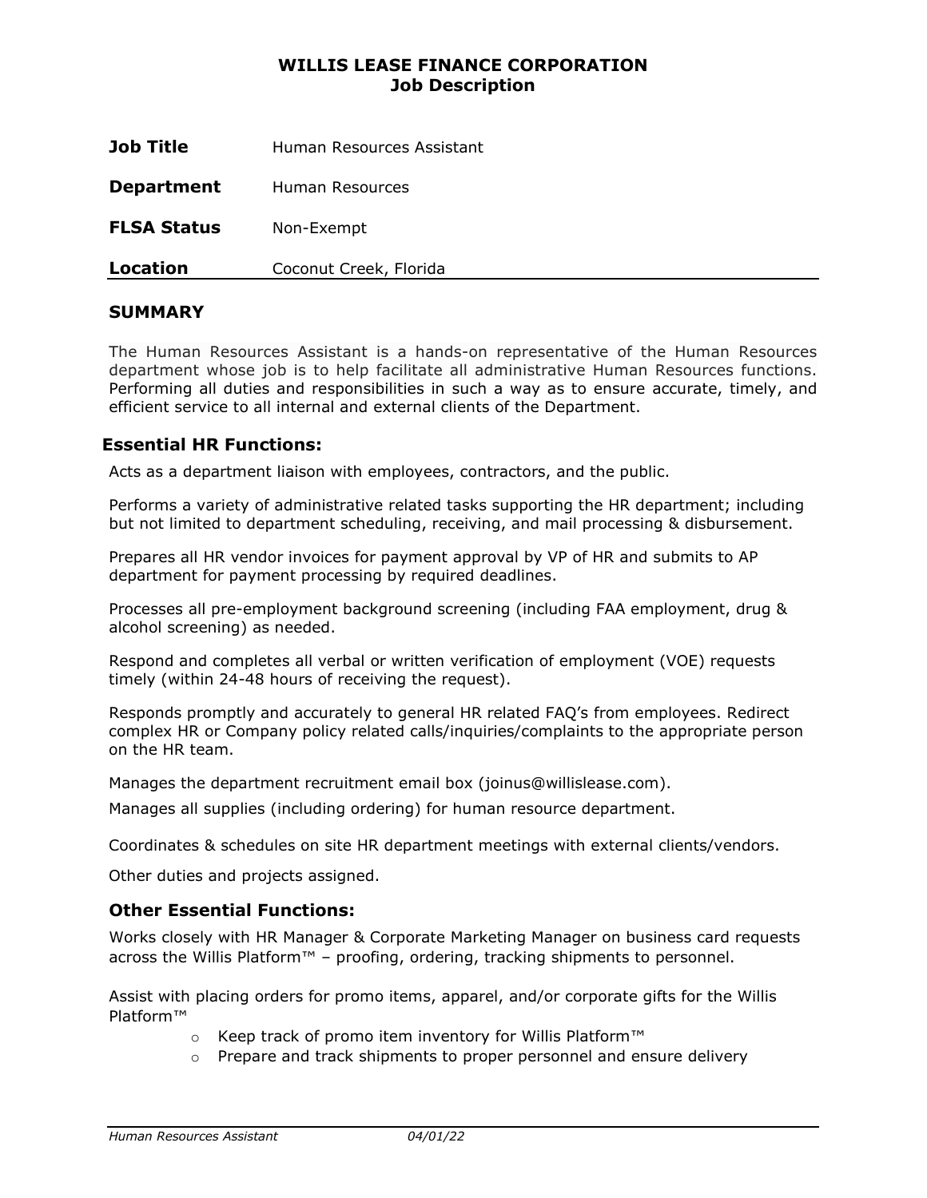# WILLIS LEASE FINANCE CORPORATION
## Job Description

| | |
|---|---|
| **Job Title** | Human Resources Assistant |
| **Department** | Human Resources |
| **FLSA Status** | Non-Exempt |
| **Location** | Coconut Creek, Florida |

### SUMMARY

The Human Resources Assistant is a hands-on representative of the Human Resources department whose job is to help facilitate all administrative Human Resources functions. Performing all duties and responsibilities in such a way as to ensure accurate, timely, and efficient service to all internal and external clients of the Department.

### Essential HR Functions:

Acts as a department liaison with employees, contractors, and the public.

Performs a variety of administrative related tasks supporting the HR department; including but not limited to department scheduling, receiving, and mail processing & disbursement.

Prepares all HR vendor invoices for payment approval by VP of HR and submits to AP department for payment processing by required deadlines.

Processes all pre-employment background screening (including FAA employment, drug & alcohol screening) as needed.

Respond and completes all verbal or written verification of employment (VOE) requests timely (within 24-48 hours of receiving the request).

Responds promptly and accurately to general HR related FAQ's from employees. Redirect complex HR or Company policy related calls/inquiries/complaints to the appropriate person on the HR team.

Manages the department recruitment email box (joinus@willislease.com).

Manages all supplies (including ordering) for human resource department.

Coordinates & schedules on site HR department meetings with external clients/vendors.

Other duties and projects assigned.

### Other Essential Functions:

Works closely with HR Manager & Corporate Marketing Manager on business card requests across the Willis Platform™ – proofing, ordering, tracking shipments to personnel.

Assist with placing orders for promo items, apparel, and/or corporate gifts for the Willis Platform™

- Keep track of promo item inventory for Willis Platform™
- Prepare and track shipments to proper personnel and ensure delivery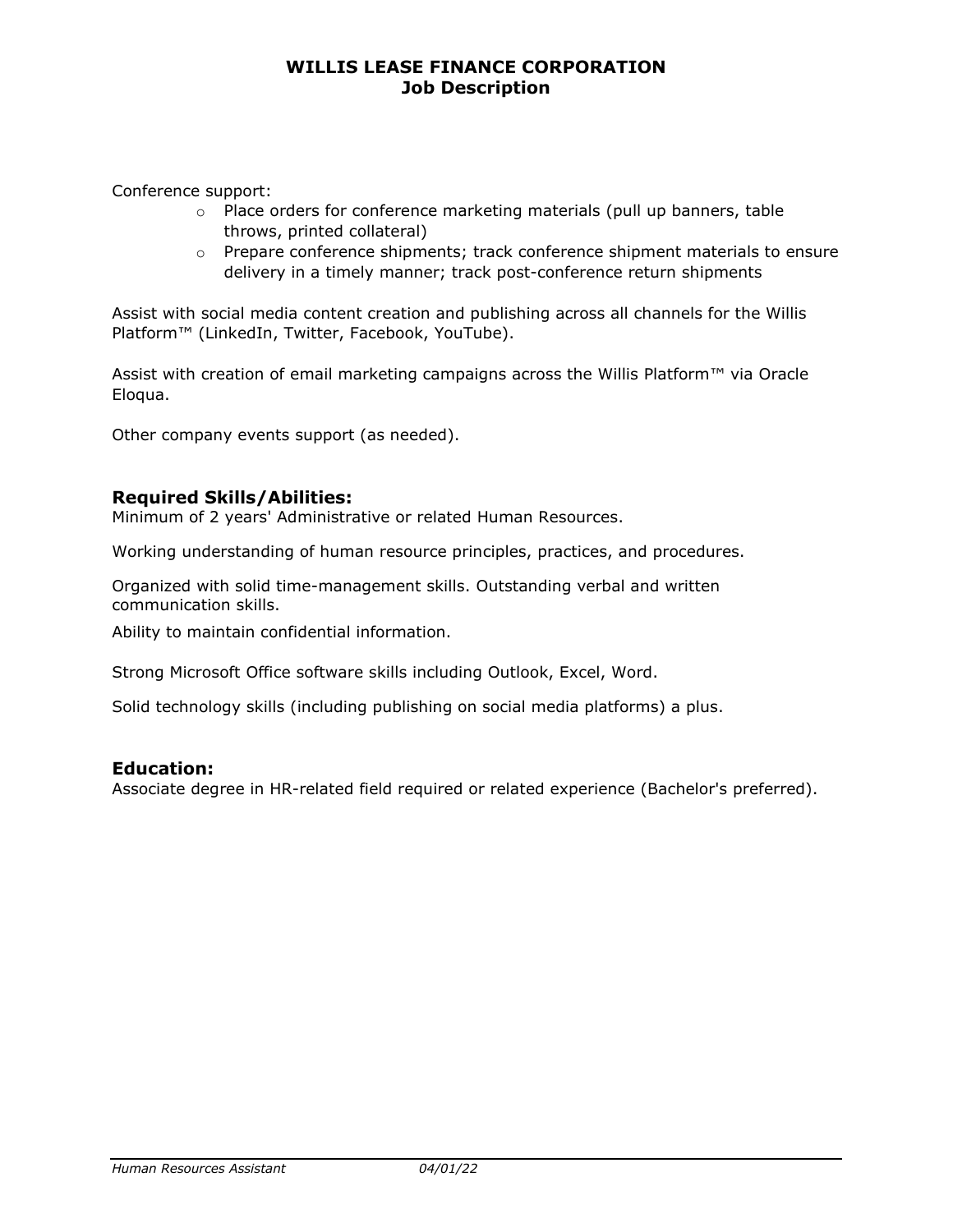Conference support:

- Place orders for conference marketing materials (pull up banners, table throws, printed collateral)
- Prepare conference shipments; track conference shipment materials to ensure delivery in a timely manner; track post-conference return shipments

Assist with social media content creation and publishing across all channels for the Willis Platform™ (LinkedIn, Twitter, Facebook, YouTube).

Assist with creation of email marketing campaigns across the Willis Platform™ via Oracle Eloqua.

Other company events support (as needed).

## Required Skills/Abilities:

Minimum of 2 years' Administrative or related Human Resources.

Working understanding of human resource principles, practices, and procedures.

Organized with solid time-management skills. Outstanding verbal and written communication skills.

Ability to maintain confidential information.

Strong Microsoft Office software skills including Outlook, Excel, Word.

Solid technology skills (including publishing on social media platforms) a plus.

## Education:

Associate degree in HR-related field required or related experience (Bachelor's preferred).